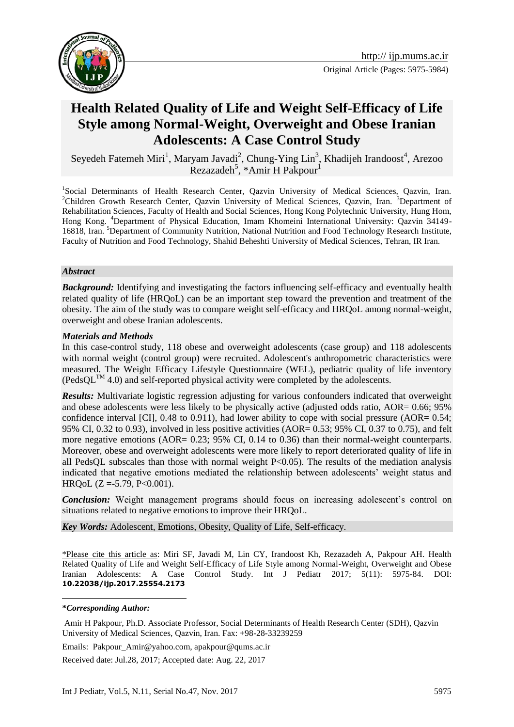http:// ijp.mums.ac.ir

Original Article (Pages: 5975-5984)

# Health Related Quality of Life and Weight Self-Efficacy of Life Style among Normal-Weight, Overweight and Obese Iranian Adolescents: A Case Control Study

Seyedeh Fatemeh Miri[1], Maryam Javadi[2], Chung-Ying Lin[3], Khadijeh Irandoost[4], Arezoo Rezazadeh[5], *Amir H Pakpour[1]

[1]Social Determinants of Health Research Center, Qazvin University of Medical Sciences, Qazvin, Iran. [2]Children Growth Research Center, Qazvin University of Medical Sciences, Qazvin, Iran. [3]Department of Rehabilitation Sciences, Faculty of Health and Social Sciences, Hong Kong Polytechnic University, Hung Hom, Hong Kong. [4]Department of Physical Education, Imam Khomeini International University: Qazvin 34149-16818, Iran. [5]Department of Community Nutrition, National Nutrition and Food Technology Research Institute, Faculty of Nutrition and Food Technology, Shahid Beheshti University of Medical Sciences, Tehran, IR Iran.

## *Abstract*

***Background:*** Identifying and investigating the factors influencing self-efficacy and eventually health related quality of life (HRQoL) can be an important step toward the prevention and treatment of the obesity. The aim of the study was to compare weight self-efficacy and HRQoL among normal-weight, overweight and obese Iranian adolescents.

***Materials and Methods***

In this case-control study, 118 obese and overweight adolescents (case group) and 118 adolescents with normal weight (control group) were recruited. Adolescent's anthropometric characteristics were measured. The Weight Efficacy Lifestyle Questionnaire (WEL), pediatric quality of life inventory (PedsQL™ 4.0) and self-reported physical activity were completed by the adolescents.

***Results:*** Multivariate logistic regression adjusting for various confounders indicated that overweight and obese adolescents were less likely to be physically active (adjusted odds ratio, AOR= 0.66; 95% confidence interval [CI], 0.48 to 0.911), had lower ability to cope with social pressure (AOR= 0.54; 95% CI, 0.32 to 0.93), involved in less positive activities (AOR= 0.53; 95% CI, 0.37 to 0.75), and felt more negative emotions (AOR= 0.23; 95% CI, 0.14 to 0.36) than their normal-weight counterparts. Moreover, obese and overweight adolescents were more likely to report deteriorated quality of life in all PedsQL subscales than those with normal weight $P<0.05$). The results of the mediation analysis indicated that negative emotions mediated the relationship between adolescents' weight status and HRQoL ($Z = -5.79$, $P<0.001$).

***Conclusion:*** Weight management programs should focus on increasing adolescent's control on situations related to negative emotions to improve their HRQoL.

***Key Words:*** Adolescent, Emotions, Obesity, Quality of Life, Self-efficacy.

*Please cite this article as: Miri SF, Javadi M, Lin CY, Irandoost Kh, Rezazadeh A, Pakpour AH. Health Related Quality of Life and Weight Self-Efficacy of Life Style among Normal-Weight, Overweight and Obese Iranian Adolescents: A Case Control Study. Int J Pediatr 2017; 5(11): 5975-84. DOI: **10.22038/ijp.2017.25554.2173**

***Corresponding Author:***

Amir H Pakpour, Ph.D. Associate Professor, Social Determinants of Health Research Center (SDH), Qazvin University of Medical Sciences, Qazvin, Iran. Fax: +98-28-33239259

Emails: Pakpour_Amir@yahoo.com, apakpour@qums.ac.ir

Received date: Jul.28, 2017; Accepted date: Aug. 22, 2017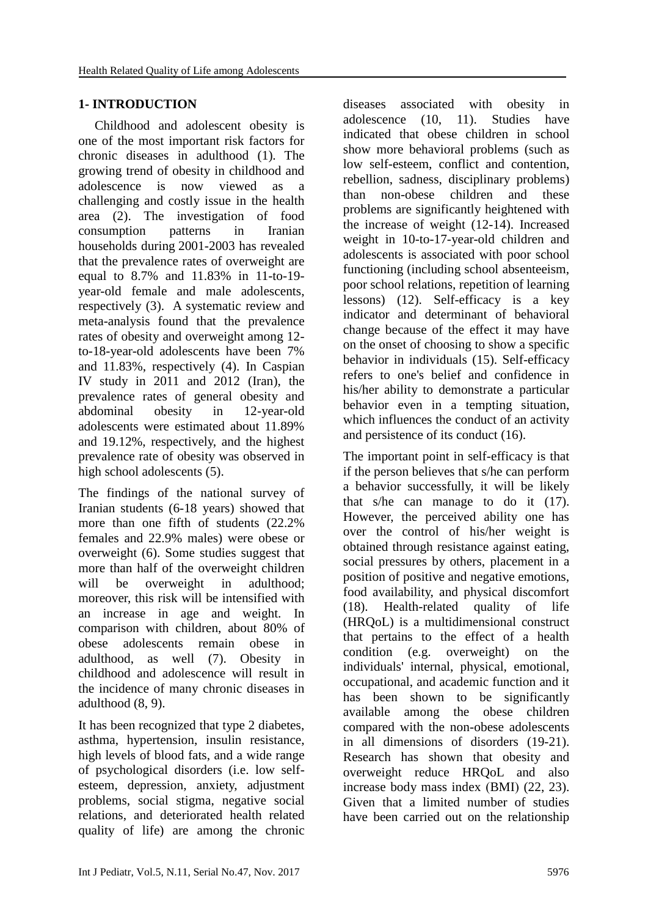## 1- INTRODUCTION

Childhood and adolescent obesity is one of the most important risk factors for chronic diseases in adulthood (1). The growing trend of obesity in childhood and adolescence is now viewed as a challenging and costly issue in the health area (2). The investigation of food consumption patterns in Iranian households during 2001-2003 has revealed that the prevalence rates of overweight are equal to 8.7% and 11.83% in 11-to-19-year-old female and male adolescents, respectively (3). A systematic review and meta-analysis found that the prevalence rates of obesity and overweight among 12-to-18-year-old adolescents have been 7% and 11.83%, respectively (4). In Caspian IV study in 2011 and 2012 (Iran), the prevalence rates of general obesity and abdominal obesity in 12-year-old adolescents were estimated about 11.89% and 19.12%, respectively, and the highest prevalence rate of obesity was observed in high school adolescents (5).

The findings of the national survey of Iranian students (6-18 years) showed that more than one fifth of students (22.2% females and 22.9% males) were obese or overweight (6). Some studies suggest that more than half of the overweight children will be overweight in adulthood; moreover, this risk will be intensified with an increase in age and weight. In comparison with children, about 80% of obese adolescents remain obese in adulthood, as well (7). Obesity in childhood and adolescence will result in the incidence of many chronic diseases in adulthood (8, 9).

It has been recognized that type 2 diabetes, asthma, hypertension, insulin resistance, high levels of blood fats, and a wide range of psychological disorders (i.e. low self-esteem, depression, anxiety, adjustment problems, social stigma, negative social relations, and deteriorated health related quality of life) are among the chronic diseases associated with obesity in adolescence (10, 11). Studies have indicated that obese children in school show more behavioral problems (such as low self-esteem, conflict and contention, rebellion, sadness, disciplinary problems) than non-obese children and these problems are significantly heightened with the increase of weight (12-14). Increased weight in 10-to-17-year-old children and adolescents is associated with poor school functioning (including school absenteeism, poor school relations, repetition of learning lessons) (12). Self-efficacy is a key indicator and determinant of behavioral change because of the effect it may have on the onset of choosing to show a specific behavior in individuals (15). Self-efficacy refers to one's belief and confidence in his/her ability to demonstrate a particular behavior even in a tempting situation, which influences the conduct of an activity and persistence of its conduct (16).

The important point in self-efficacy is that if the person believes that s/he can perform a behavior successfully, it will be likely that s/he can manage to do it (17). However, the perceived ability one has over the control of his/her weight is obtained through resistance against eating, social pressures by others, placement in a position of positive and negative emotions, food availability, and physical discomfort (18). Health-related quality of life (HRQoL) is a multidimensional construct that pertains to the effect of a health condition (e.g. overweight) on the individuals' internal, physical, emotional, occupational, and academic function and it has been shown to be significantly available among the obese children compared with the non-obese adolescents in all dimensions of disorders (19-21). Research has shown that obesity and overweight reduce HRQoL and also increase body mass index (BMI) (22, 23). Given that a limited number of studies have been carried out on the relationship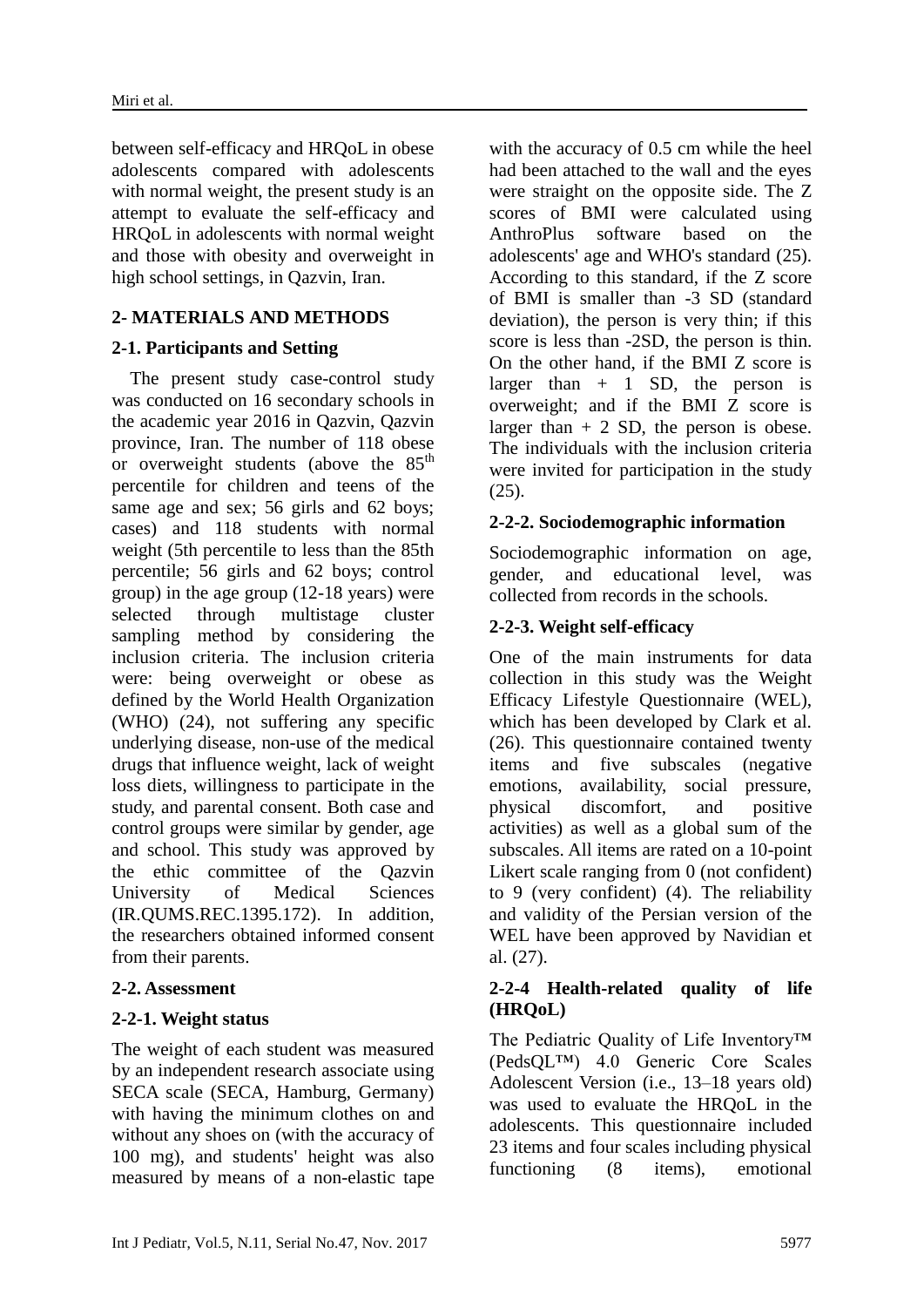between self-efficacy and HRQoL in obese adolescents compared with adolescents with normal weight, the present study is an attempt to evaluate the self-efficacy and HRQoL in adolescents with normal weight and those with obesity and overweight in high school settings, in Qazvin, Iran.

## 2- MATERIALS AND METHODS

### 2-1. Participants and Setting

The present study case-control study was conducted on 16 secondary schools in the academic year 2016 in Qazvin, Qazvin province, Iran. The number of 118 obese or overweight students (above the 85$^{th}$ percentile for children and teens of the same age and sex; 56 girls and 62 boys; cases) and 118 students with normal weight (5th percentile to less than the 85th percentile; 56 girls and 62 boys; control group) in the age group (12-18 years) were selected through multistage cluster sampling method by considering the inclusion criteria. The inclusion criteria were: being overweight or obese as defined by the World Health Organization (WHO) (24), not suffering any specific underlying disease, non-use of the medical drugs that influence weight, lack of weight loss diets, willingness to participate in the study, and parental consent. Both case and control groups were similar by gender, age and school. This study was approved by the ethic committee of the Qazvin University of Medical Sciences (IR.QUMS.REC.1395.172). In addition, the researchers obtained informed consent from their parents.

### 2-2. Assessment

### 2-2-1. Weight status

The weight of each student was measured by an independent research associate using SECA scale (SECA, Hamburg, Germany) with having the minimum clothes on and without any shoes on (with the accuracy of 100 mg), and students' height was also measured by means of a non-elastic tape with the accuracy of 0.5 cm while the heel had been attached to the wall and the eyes were straight on the opposite side. The Z scores of BMI were calculated using AnthroPlus software based on the adolescents' age and WHO's standard (25). According to this standard, if the Z score of BMI is smaller than -3 SD (standard deviation), the person is very thin; if this score is less than -2SD, the person is thin. On the other hand, if the BMI Z score is larger than + 1 SD, the person is overweight; and if the BMI Z score is larger than + 2 SD, the person is obese. The individuals with the inclusion criteria were invited for participation in the study (25).

### 2-2-2. Sociodemographic information

Sociodemographic information on age, gender, and educational level, was collected from records in the schools.

### 2-2-3. Weight self-efficacy

One of the main instruments for data collection in this study was the Weight Efficacy Lifestyle Questionnaire (WEL), which has been developed by Clark et al. (26). This questionnaire contained twenty items and five subscales (negative emotions, availability, social pressure, physical discomfort, and positive activities) as well as a global sum of the subscales. All items are rated on a 10-point Likert scale ranging from 0 (not confident) to 9 (very confident) (4). The reliability and validity of the Persian version of the WEL have been approved by Navidian et al. (27).

### 2-2-4 Health-related quality of life (HRQoL)

The Pediatric Quality of Life Inventory™ (PedsQL™) 4.0 Generic Core Scales Adolescent Version (i.e., 13–18 years old) was used to evaluate the HRQoL in the adolescents. This questionnaire included 23 items and four scales including physical functioning (8 items), emotional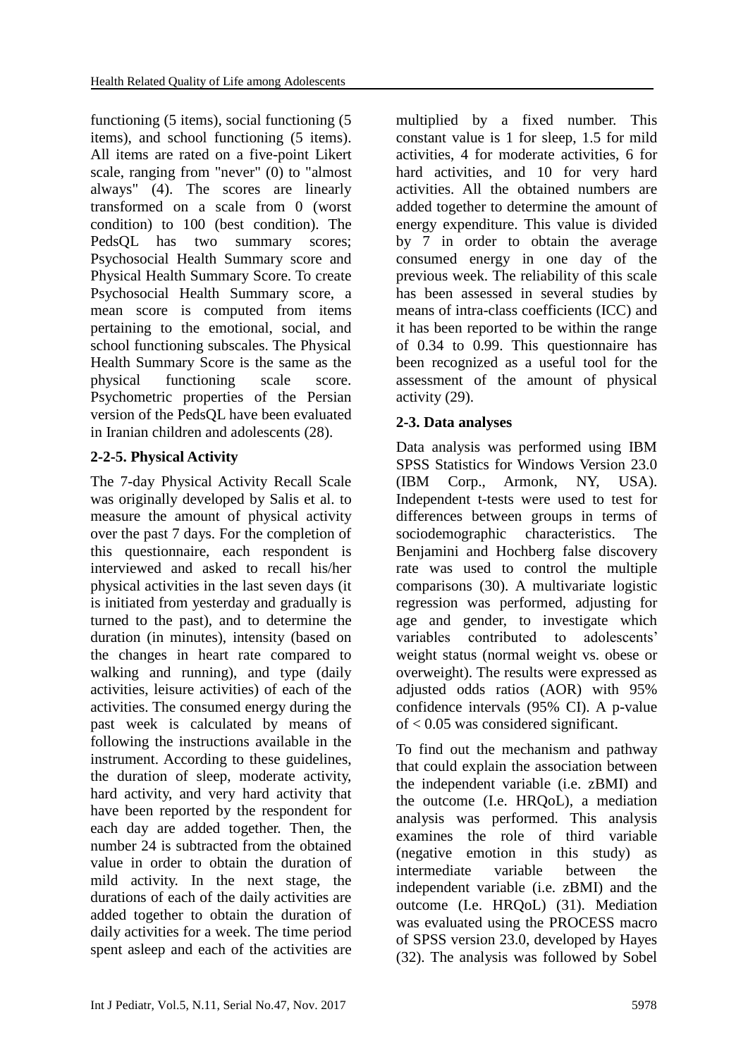functioning (5 items), social functioning (5 items), and school functioning (5 items). All items are rated on a five-point Likert scale, ranging from "never" (0) to "almost always" (4). The scores are linearly transformed on a scale from 0 (worst condition) to 100 (best condition). The PedsQL has two summary scores; Psychosocial Health Summary score and Physical Health Summary Score. To create Psychosocial Health Summary score, a mean score is computed from items pertaining to the emotional, social, and school functioning subscales. The Physical Health Summary Score is the same as the physical functioning scale score. Psychometric properties of the Persian version of the PedsQL have been evaluated in Iranian children and adolescents (28).

### 2-2-5. Physical Activity

The 7-day Physical Activity Recall Scale was originally developed by Salis et al. to measure the amount of physical activity over the past 7 days. For the completion of this questionnaire, each respondent is interviewed and asked to recall his/her physical activities in the last seven days (it is initiated from yesterday and gradually is turned to the past), and to determine the duration (in minutes), intensity (based on the changes in heart rate compared to walking and running), and type (daily activities, leisure activities) of each of the activities. The consumed energy during the past week is calculated by means of following the instructions available in the instrument. According to these guidelines, the duration of sleep, moderate activity, hard activity, and very hard activity that have been reported by the respondent for each day are added together. Then, the number 24 is subtracted from the obtained value in order to obtain the duration of mild activity. In the next stage, the durations of each of the daily activities are added together to obtain the duration of daily activities for a week. The time period spent asleep and each of the activities are multiplied by a fixed number. This constant value is 1 for sleep, 1.5 for mild activities, 4 for moderate activities, 6 for hard activities, and 10 for very hard activities. All the obtained numbers are added together to determine the amount of energy expenditure. This value is divided by 7 in order to obtain the average consumed energy in one day of the previous week. The reliability of this scale has been assessed in several studies by means of intra-class coefficients (ICC) and it has been reported to be within the range of 0.34 to 0.99. This questionnaire has been recognized as a useful tool for the assessment of the amount of physical activity (29).

### 2-3. Data analyses

Data analysis was performed using IBM SPSS Statistics for Windows Version 23.0 (IBM Corp., Armonk, NY, USA). Independent t-tests were used to test for differences between groups in terms of sociodemographic characteristics. The Benjamini and Hochberg false discovery rate was used to control the multiple comparisons (30). A multivariate logistic regression was performed, adjusting for age and gender, to investigate which variables contributed to adolescents' weight status (normal weight vs. obese or overweight). The results were expressed as adjusted odds ratios (AOR) with 95% confidence intervals (95% CI). A p-value of $< 0.05$ was considered significant.

To find out the mechanism and pathway that could explain the association between the independent variable (i.e. zBMI) and the outcome (I.e. HRQoL), a mediation analysis was performed. This analysis examines the role of third variable (negative emotion in this study) as intermediate variable between the independent variable (i.e. zBMI) and the outcome (I.e. HRQoL) (31). Mediation was evaluated using the PROCESS macro of SPSS version 23.0, developed by Hayes (32). The analysis was followed by Sobel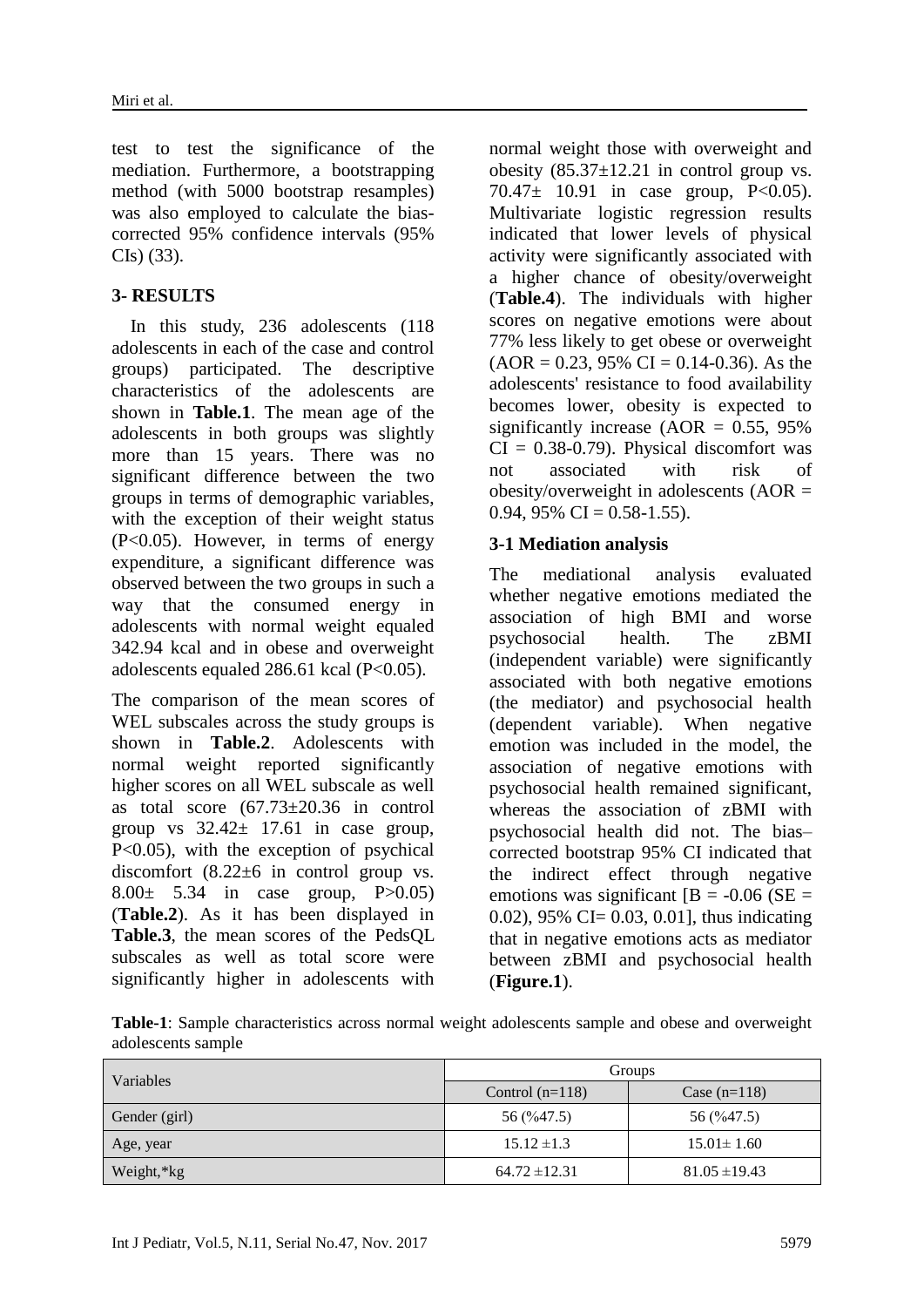test to test the significance of the mediation. Furthermore, a bootstrapping method (with 5000 bootstrap resamples) was also employed to calculate the bias-corrected 95% confidence intervals (95% CIs) (33).

## 3- RESULTS

In this study, 236 adolescents (118 adolescents in each of the case and control groups) participated. The descriptive characteristics of the adolescents are shown in **Table.1**. The mean age of the adolescents in both groups was slightly more than 15 years. There was no significant difference between the two groups in terms of demographic variables, with the exception of their weight status (P<0.05). However, in terms of energy expenditure, a significant difference was observed between the two groups in such a way that the consumed energy in adolescents with normal weight equaled 342.94 kcal and in obese and overweight adolescents equaled 286.61 kcal (P<0.05).

The comparison of the mean scores of WEL subscales across the study groups is shown in **Table.2**. Adolescents with normal weight reported significantly higher scores on all WEL subscale as well as total score (67.73±20.36 in control group vs 32.42± 17.61 in case group, P<0.05), with the exception of psychical discomfort (8.22±6 in control group vs. 8.00± 5.34 in case group, P>0.05) (**Table.2**). As it has been displayed in **Table.3**, the mean scores of the PedsQL subscales as well as total score were significantly higher in adolescents with normal weight those with overweight and obesity (85.37±12.21 in control group vs. 70.47± 10.91 in case group, P<0.05). Multivariate logistic regression results indicated that lower levels of physical activity were significantly associated with a higher chance of obesity/overweight (**Table.4**). The individuals with higher scores on negative emotions were about 77% less likely to get obese or overweight (AOR = 0.23, 95% CI = 0.14-0.36). As the adolescents' resistance to food availability becomes lower, obesity is expected to significantly increase (AOR = 0.55, 95% CI = 0.38-0.79). Physical discomfort was not associated with risk of obesity/overweight in adolescents (AOR = 0.94, 95% CI = 0.58-1.55).

### 3-1 Mediation analysis

The mediational analysis evaluated whether negative emotions mediated the association of high BMI and worse psychosocial health. The zBMI (independent variable) were significantly associated with both negative emotions (the mediator) and psychosocial health (dependent variable). When negative emotion was included in the model, the association of negative emotions with psychosocial health remained significant, whereas the association of zBMI with psychosocial health did not. The bias–corrected bootstrap 95% CI indicated that the indirect effect through negative emotions was significant [B = -0.06 (SE = 0.02), 95% CI= 0.03, 0.01], thus indicating that in negative emotions acts as mediator between zBMI and psychosocial health (**Figure.1**).

**Table-1**: Sample characteristics across normal weight adolescents sample and obese and overweight adolescents sample

| Variables | Groups | |
|---|---|---|
| | Control (n=118) | Case (n=118) |
| Gender (girl) | 56 (%47.5) | 56 (%47.5) |
| Age, year | 15.12 ±1.3 | 15.01± 1.60 |
| Weight,*kg | 64.72 ±12.31 | 81.05 ±19.43 |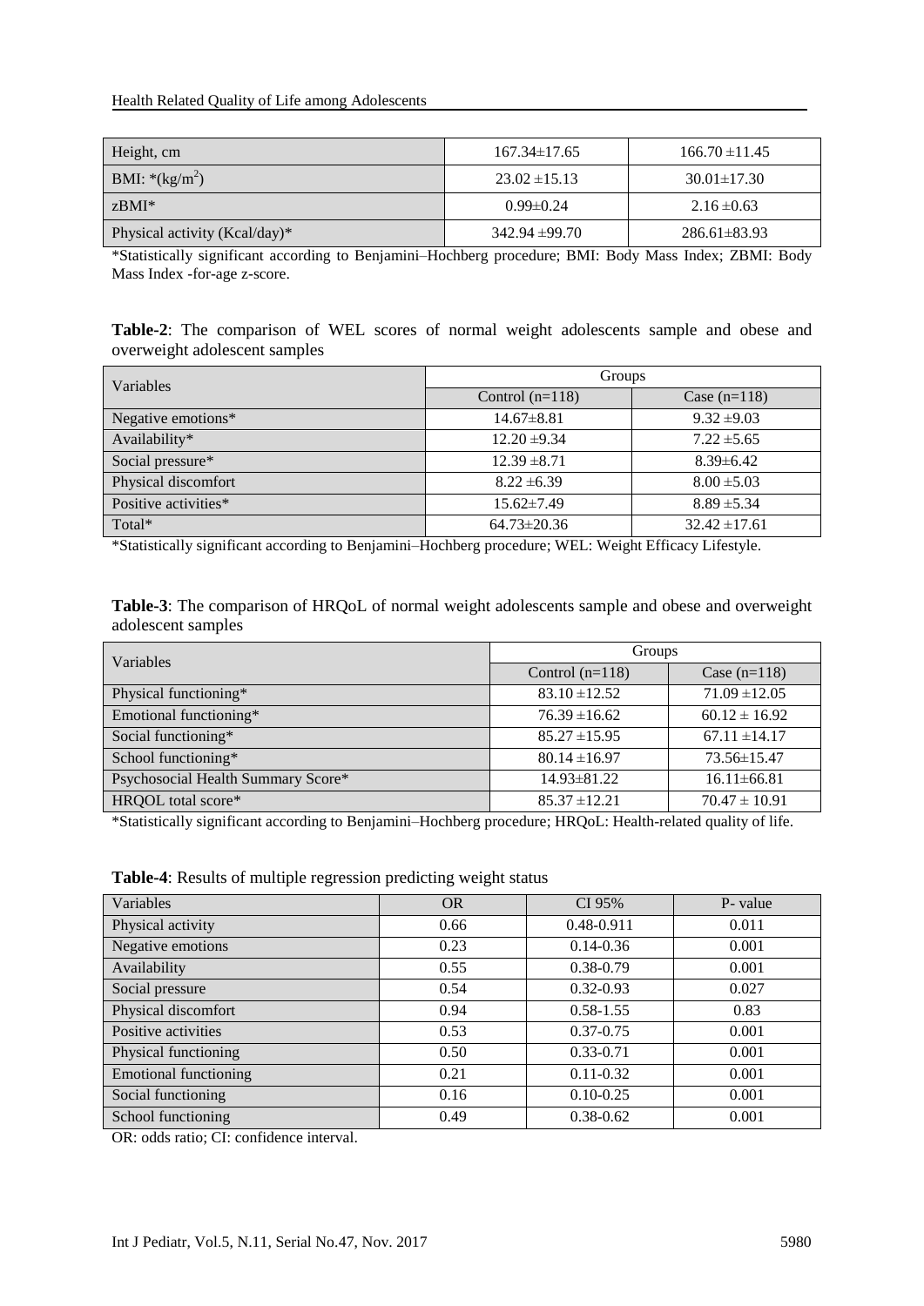| Height, cm | 167.34±17.65 | 166.70 ±11.45 |
|---|---|---|
| BMI: *(kg/m²) | 23.02 ±15.13 | 30.01±17.30 |
| zBMI* | 0.99±0.24 | 2.16 ±0.63 |
| Physical activity (Kcal/day)* | 342.94 ±99.70 | 286.61±83.93 |

*Statistically significant according to Benjamini–Hochberg procedure; BMI: Body Mass Index; ZBMI: Body Mass Index -for-age z-score.

**Table-2**: The comparison of WEL scores of normal weight adolescents sample and obese and overweight adolescent samples

| Variables | Groups | |
|---|---|---|
| | Control (n=118) | Case (n=118) |
| Negative emotions* | 14.67±8.81 | 9.32 ±9.03 |
| Availability* | 12.20 ±9.34 | 7.22 ±5.65 |
| Social pressure* | 12.39 ±8.71 | 8.39±6.42 |
| Physical discomfort | 8.22 ±6.39 | 8.00 ±5.03 |
| Positive activities* | 15.62±7.49 | 8.89 ±5.34 |
| Total* | 64.73±20.36 | 32.42 ±17.61 |

*Statistically significant according to Benjamini–Hochberg procedure; WEL: Weight Efficacy Lifestyle.

**Table-3**: The comparison of HRQoL of normal weight adolescents sample and obese and overweight adolescent samples

| Variables | Groups | |
|---|---|---|
| | Control (n=118) | Case (n=118) |
| Physical functioning* | 83.10 ±12.52 | 71.09 ±12.05 |
| Emotional functioning* | 76.39 ±16.62 | 60.12 ± 16.92 |
| Social functioning* | 85.27 ±15.95 | 67.11 ±14.17 |
| School functioning* | 80.14 ±16.97 | 73.56±15.47 |
| Psychosocial Health Summary Score* | 14.93±81.22 | 16.11±66.81 |
| HRQOL total score* | 85.37 ±12.21 | 70.47 ± 10.91 |

*Statistically significant according to Benjamini–Hochberg procedure; HRQoL: Health-related quality of life.

**Table-4**: Results of multiple regression predicting weight status

| Variables | OR | CI 95% | P- value |
|---|---|---|---|
| Physical activity | 0.66 | 0.48-0.911 | 0.011 |
| Negative emotions | 0.23 | 0.14-0.36 | 0.001 |
| Availability | 0.55 | 0.38-0.79 | 0.001 |
| Social pressure | 0.54 | 0.32-0.93 | 0.027 |
| Physical discomfort | 0.94 | 0.58-1.55 | 0.83 |
| Positive activities | 0.53 | 0.37-0.75 | 0.001 |
| Physical functioning | 0.50 | 0.33-0.71 | 0.001 |
| Emotional functioning | 0.21 | 0.11-0.32 | 0.001 |
| Social functioning | 0.16 | 0.10-0.25 | 0.001 |
| School functioning | 0.49 | 0.38-0.62 | 0.001 |

OR: odds ratio; CI: confidence interval.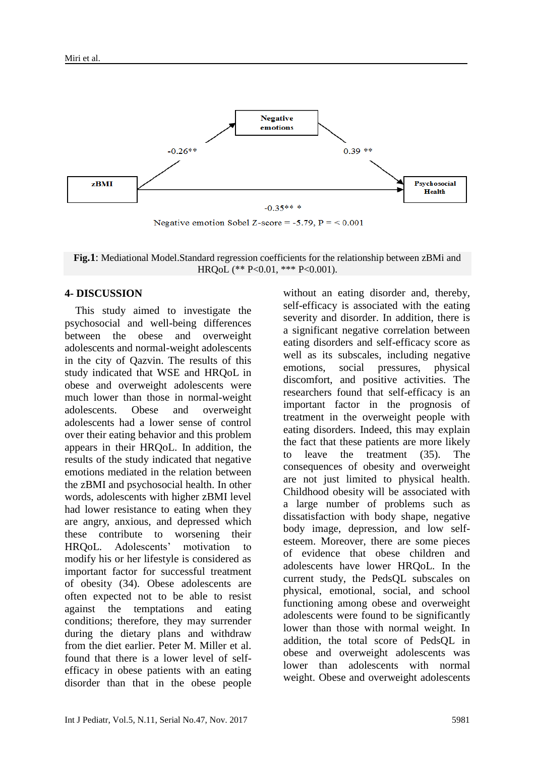Negative emotions

zBMI

Psychosocial Health

-0.26**

0.39 **

-0.35** *

Negative emotion Sobel Z-score = -5.79, P = < 0.001

**Fig.1**: Mediational Model.Standard regression coefficients for the relationship between zBMi and HRQoL (** P<0.01, *** P<0.001).

## 4- DISCUSSION

This study aimed to investigate the psychosocial and well-being differences between the obese and overweight adolescents and normal-weight adolescents in the city of Qazvin. The results of this study indicated that WSE and HRQoL in obese and overweight adolescents were much lower than those in normal-weight adolescents. Obese and overweight adolescents had a lower sense of control over their eating behavior and this problem appears in their HRQoL. In addition, the results of the study indicated that negative emotions mediated in the relation between the zBMI and psychosocial health. In other words, adolescents with higher zBMI level had lower resistance to eating when they are angry, anxious, and depressed which these contribute to worsening their HRQoL. Adolescents' motivation to modify his or her lifestyle is considered as important factor for successful treatment of obesity (34). Obese adolescents are often expected not to be able to resist against the temptations and eating conditions; therefore, they may surrender during the dietary plans and withdraw from the diet earlier. Peter M. Miller et al. found that there is a lower level of self-efficacy in obese patients with an eating disorder than that in the obese people without an eating disorder and, thereby, self-efficacy is associated with the eating severity and disorder. In addition, there is a significant negative correlation between eating disorders and self-efficacy score as well as its subscales, including negative emotions, social pressures, physical discomfort, and positive activities. The researchers found that self-efficacy is an important factor in the prognosis of treatment in the overweight people with eating disorders. Indeed, this may explain the fact that these patients are more likely to leave the treatment (35). The consequences of obesity and overweight are not just limited to physical health. Childhood obesity will be associated with a large number of problems such as dissatisfaction with body shape, negative body image, depression, and low self-esteem. Moreover, there are some pieces of evidence that obese children and adolescents have lower HRQoL. In the current study, the PedsQL subscales on physical, emotional, social, and school functioning among obese and overweight adolescents were found to be significantly lower than those with normal weight. In addition, the total score of PedsQL in obese and overweight adolescents was lower than adolescents with normal weight. Obese and overweight adolescents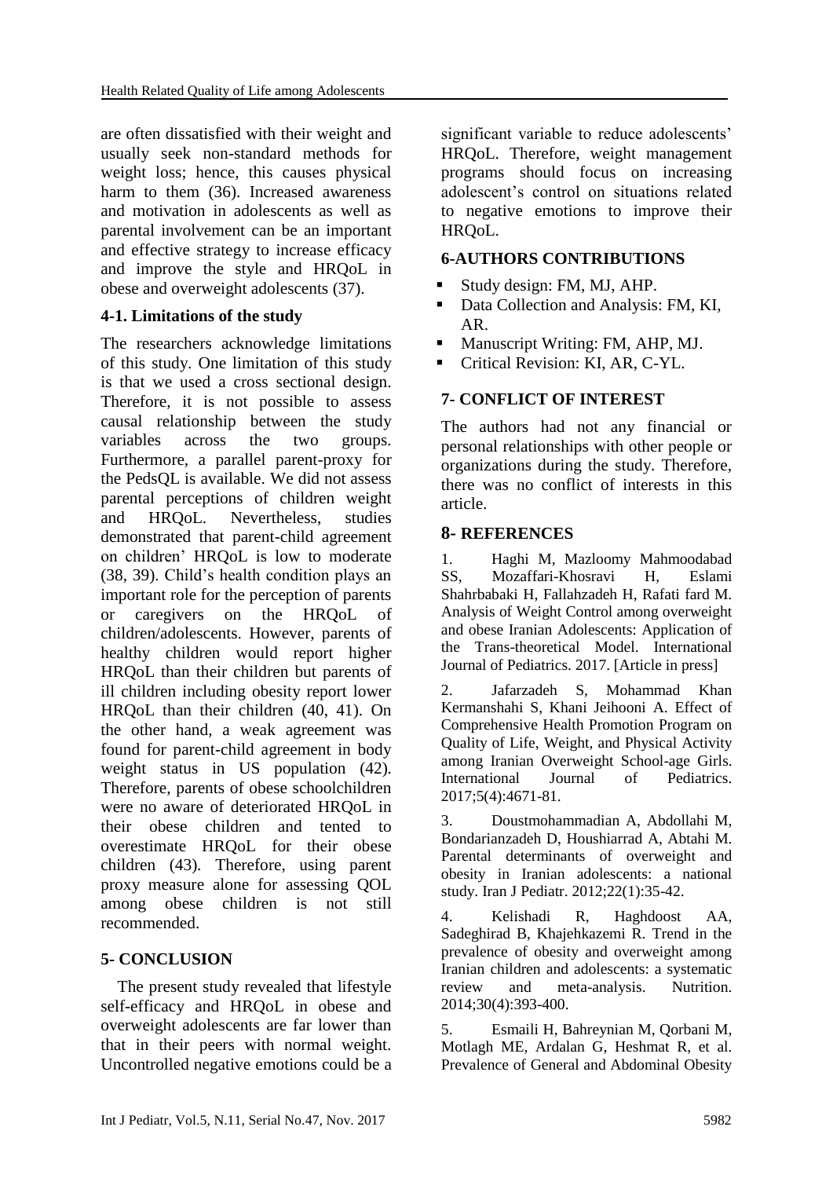are often dissatisfied with their weight and usually seek non-standard methods for weight loss; hence, this causes physical harm to them (36). Increased awareness and motivation in adolescents as well as parental involvement can be an important and effective strategy to increase efficacy and improve the style and HRQoL in obese and overweight adolescents (37).

### 4-1. Limitations of the study

The researchers acknowledge limitations of this study. One limitation of this study is that we used a cross sectional design. Therefore, it is not possible to assess causal relationship between the study variables across the two groups. Furthermore, a parallel parent-proxy for the PedsQL is available. We did not assess parental perceptions of children weight and HRQoL. Nevertheless, studies demonstrated that parent-child agreement on children' HRQoL is low to moderate (38, 39). Child's health condition plays an important role for the perception of parents or caregivers on the HRQoL of children/adolescents. However, parents of healthy children would report higher HRQoL than their children but parents of ill children including obesity report lower HRQoL than their children (40, 41). On the other hand, a weak agreement was found for parent-child agreement in body weight status in US population (42). Therefore, parents of obese schoolchildren were no aware of deteriorated HRQoL in their obese children and tented to overestimate HRQoL for their obese children (43). Therefore, using parent proxy measure alone for assessing QOL among obese children is not still recommended.

## 5- CONCLUSION

The present study revealed that lifestyle self-efficacy and HRQoL in obese and overweight adolescents are far lower than that in their peers with normal weight. Uncontrolled negative emotions could be a significant variable to reduce adolescents' HRQoL. Therefore, weight management programs should focus on increasing adolescent's control on situations related to negative emotions to improve their HRQoL.

## 6-AUTHORS CONTRIBUTIONS

- Study design: FM, MJ, AHP.
- Data Collection and Analysis: FM, KI, AR.
- Manuscript Writing: FM, AHP, MJ.
- Critical Revision: KI, AR, C-YL.

## 7- CONFLICT OF INTEREST

The authors had not any financial or personal relationships with other people or organizations during the study. Therefore, there was no conflict of interests in this article.

## 8- REFERENCES

1. Haghi M, Mazloomy Mahmoodabad SS, Mozaffari-Khosravi H, Eslami Shahrbabaki H, Fallahzadeh H, Rafati fard M. Analysis of Weight Control among overweight and obese Iranian Adolescents: Application of the Trans-theoretical Model. International Journal of Pediatrics. 2017. [Article in press]

2. Jafarzadeh S, Mohammad Khan Kermanshahi S, Khani Jeihooni A. Effect of Comprehensive Health Promotion Program on Quality of Life, Weight, and Physical Activity among Iranian Overweight School-age Girls. International Journal of Pediatrics. 2017;5(4):4671-81.

3. Doustmohammadian A, Abdollahi M, Bondarianzadeh D, Houshiarrad A, Abtahi M. Parental determinants of overweight and obesity in Iranian adolescents: a national study. Iran J Pediatr. 2012;22(1):35-42.

4. Kelishadi R, Haghdoost AA, Sadeghirad B, Khajehkazemi R. Trend in the prevalence of obesity and overweight among Iranian children and adolescents: a systematic review and meta-analysis. Nutrition. 2014;30(4):393-400.

5. Esmaili H, Bahreynian M, Qorbani M, Motlagh ME, Ardalan G, Heshmat R, et al. Prevalence of General and Abdominal Obesity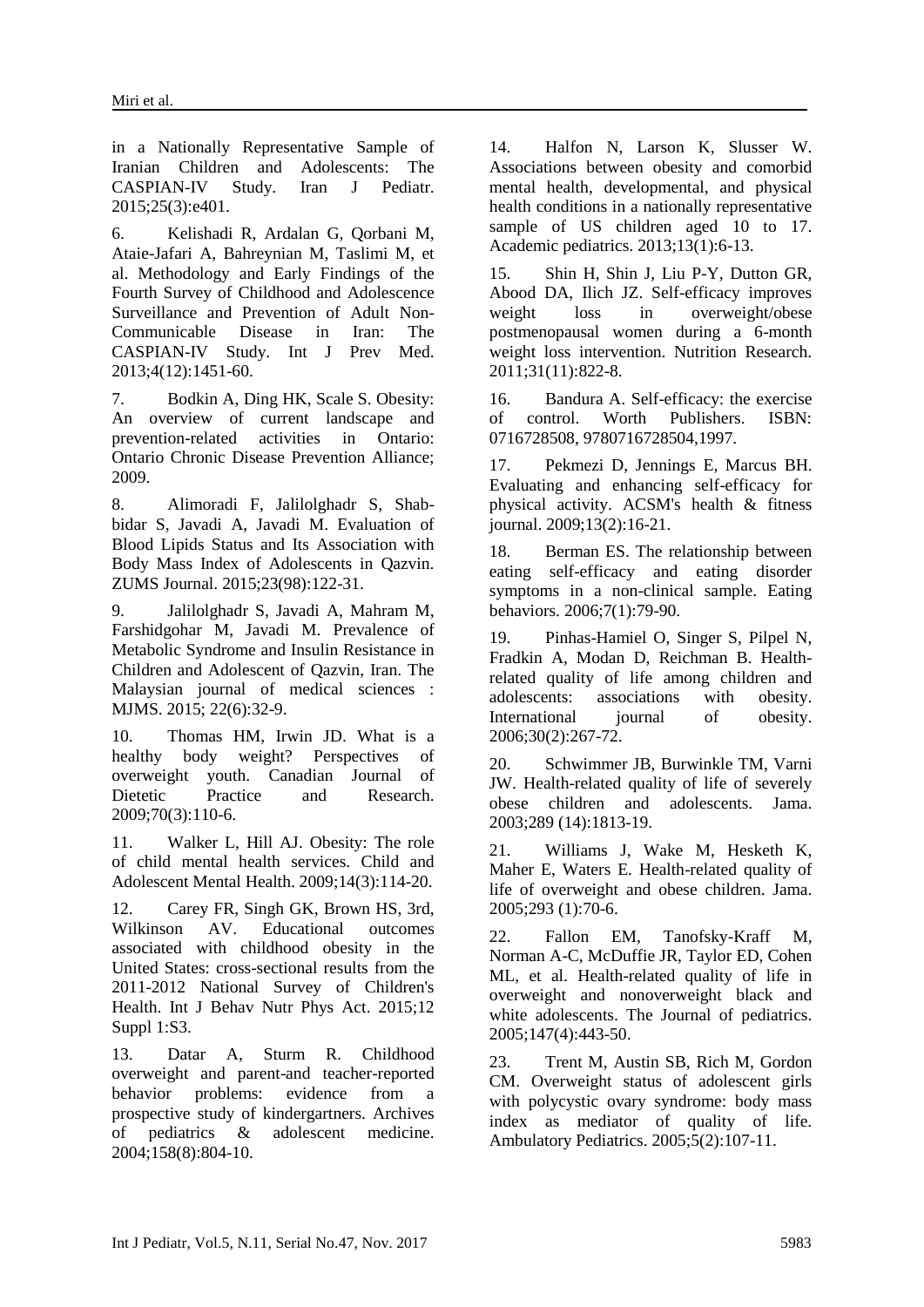in a Nationally Representative Sample of Iranian Children and Adolescents: The CASPIAN-IV Study. Iran J Pediatr. 2015;25(3):e401.

6. Kelishadi R, Ardalan G, Qorbani M, Ataie-Jafari A, Bahreynian M, Taslimi M, et al. Methodology and Early Findings of the Fourth Survey of Childhood and Adolescence Surveillance and Prevention of Adult Non-Communicable Disease in Iran: The CASPIAN-IV Study. Int J Prev Med. 2013;4(12):1451-60.

7. Bodkin A, Ding HK, Scale S. Obesity: An overview of current landscape and prevention-related activities in Ontario: Ontario Chronic Disease Prevention Alliance; 2009.

8. Alimoradi F, Jalilolghadr S, Shab-bidar S, Javadi A, Javadi M. Evaluation of Blood Lipids Status and Its Association with Body Mass Index of Adolescents in Qazvin. ZUMS Journal. 2015;23(98):122-31.

9. Jalilolghadr S, Javadi A, Mahram M, Farshidgohar M, Javadi M. Prevalence of Metabolic Syndrome and Insulin Resistance in Children and Adolescent of Qazvin, Iran. The Malaysian journal of medical sciences : MJMS. 2015; 22(6):32-9.

10. Thomas HM, Irwin JD. What is a healthy body weight? Perspectives of overweight youth. Canadian Journal of Dietetic Practice and Research. 2009;70(3):110-6.

11. Walker L, Hill AJ. Obesity: The role of child mental health services. Child and Adolescent Mental Health. 2009;14(3):114-20.

12. Carey FR, Singh GK, Brown HS, 3rd, Wilkinson AV. Educational outcomes associated with childhood obesity in the United States: cross-sectional results from the 2011-2012 National Survey of Children's Health. Int J Behav Nutr Phys Act. 2015;12 Suppl 1:S3.

13. Datar A, Sturm R. Childhood overweight and parent-and teacher-reported behavior problems: evidence from a prospective study of kindergartners. Archives of pediatrics & adolescent medicine. 2004;158(8):804-10.

14. Halfon N, Larson K, Slusser W. Associations between obesity and comorbid mental health, developmental, and physical health conditions in a nationally representative sample of US children aged 10 to 17. Academic pediatrics. 2013;13(1):6-13.

15. Shin H, Shin J, Liu P-Y, Dutton GR, Abood DA, Ilich JZ. Self-efficacy improves weight loss in overweight/obese postmenopausal women during a 6-month weight loss intervention. Nutrition Research. 2011;31(11):822-8.

16. Bandura A. Self-efficacy: the exercise of control. Worth Publishers. ISBN: 0716728508, 9780716728504,1997.

17. Pekmezi D, Jennings E, Marcus BH. Evaluating and enhancing self-efficacy for physical activity. ACSM's health & fitness journal. 2009;13(2):16-21.

18. Berman ES. The relationship between eating self-efficacy and eating disorder symptoms in a non-clinical sample. Eating behaviors. 2006;7(1):79-90.

19. Pinhas-Hamiel O, Singer S, Pilpel N, Fradkin A, Modan D, Reichman B. Health-related quality of life among children and adolescents: associations with obesity. International journal of obesity. 2006;30(2):267-72.

20. Schwimmer JB, Burwinkle TM, Varni JW. Health-related quality of life of severely obese children and adolescents. Jama. 2003;289 (14):1813-19.

21. Williams J, Wake M, Hesketh K, Maher E, Waters E. Health-related quality of life of overweight and obese children. Jama. 2005;293 (1):70-6.

22. Fallon EM, Tanofsky-Kraff M, Norman A-C, McDuffie JR, Taylor ED, Cohen ML, et al. Health-related quality of life in overweight and nonoverweight black and white adolescents. The Journal of pediatrics. 2005;147(4):443-50.

23. Trent M, Austin SB, Rich M, Gordon CM. Overweight status of adolescent girls with polycystic ovary syndrome: body mass index as mediator of quality of life. Ambulatory Pediatrics. 2005;5(2):107-11.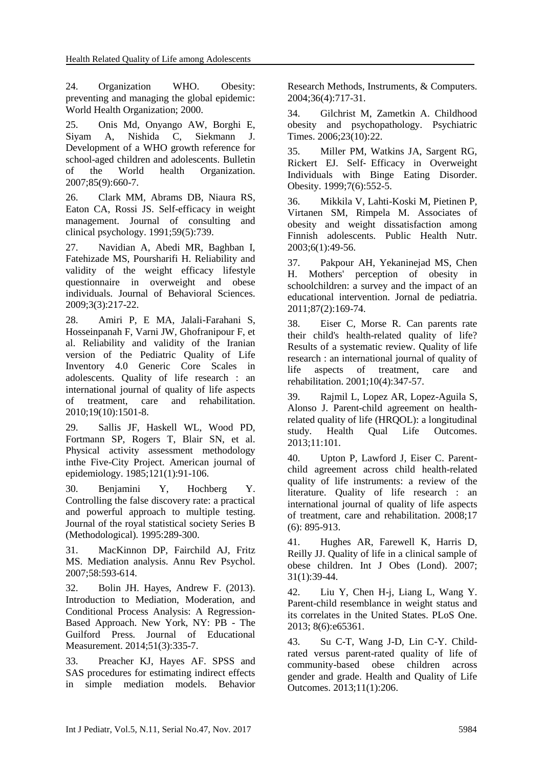24. Organization WHO. Obesity: preventing and managing the global epidemic: World Health Organization; 2000.

25. Onis Md, Onyango AW, Borghi E, Siyam A, Nishida C, Siekmann J. Development of a WHO growth reference for school-aged children and adolescents. Bulletin of the World health Organization. 2007;85(9):660-7.

26. Clark MM, Abrams DB, Niaura RS, Eaton CA, Rossi JS. Self-efficacy in weight management. Journal of consulting and clinical psychology. 1991;59(5):739.

27. Navidian A, Abedi MR, Baghban I, Fatehizade MS, Poursharifi H. Reliability and validity of the weight efficacy lifestyle questionnaire in overweight and obese individuals. Journal of Behavioral Sciences. 2009;3(3):217-22.

28. Amiri P, E MA, Jalali-Farahani S, Hosseinpanah F, Varni JW, Ghofranipour F, et al. Reliability and validity of the Iranian version of the Pediatric Quality of Life Inventory 4.0 Generic Core Scales in adolescents. Quality of life research : an international journal of quality of life aspects of treatment, care and rehabilitation. 2010;19(10):1501-8.

29. Sallis JF, Haskell WL, Wood PD, Fortmann SP, Rogers T, Blair SN, et al. Physical activity assessment methodology inthe Five-City Project. American journal of epidemiology. 1985;121(1):91-106.

30. Benjamini Y, Hochberg Y. Controlling the false discovery rate: a practical and powerful approach to multiple testing. Journal of the royal statistical society Series B (Methodological). 1995:289-300.

31. MacKinnon DP, Fairchild AJ, Fritz MS. Mediation analysis. Annu Rev Psychol. 2007;58:593-614.

32. Bolin JH. Hayes, Andrew F. (2013). Introduction to Mediation, Moderation, and Conditional Process Analysis: A Regression-Based Approach. New York, NY: PB - The Guilford Press. Journal of Educational Measurement. 2014;51(3):335-7.

33. Preacher KJ, Hayes AF. SPSS and SAS procedures for estimating indirect effects in simple mediation models. Behavior Research Methods, Instruments, & Computers. 2004;36(4):717-31.

34. Gilchrist M, Zametkin A. Childhood obesity and psychopathology. Psychiatric Times. 2006;23(10):22.

35. Miller PM, Watkins JA, Sargent RG, Rickert EJ. Self- Efficacy in Overweight Individuals with Binge Eating Disorder. Obesity. 1999;7(6):552-5.

36. Mikkila V, Lahti-Koski M, Pietinen P, Virtanen SM, Rimpela M. Associates of obesity and weight dissatisfaction among Finnish adolescents. Public Health Nutr. 2003;6(1):49-56.

37. Pakpour AH, Yekaninejad MS, Chen H. Mothers' perception of obesity in schoolchildren: a survey and the impact of an educational intervention. Jornal de pediatria. 2011;87(2):169-74.

38. Eiser C, Morse R. Can parents rate their child's health-related quality of life? Results of a systematic review. Quality of life research : an international journal of quality of life aspects of treatment, care and rehabilitation. 2001;10(4):347-57.

39. Rajmil L, Lopez AR, Lopez-Aguila S, Alonso J. Parent-child agreement on health-related quality of life (HRQOL): a longitudinal study. Health Qual Life Outcomes. 2013;11:101.

40. Upton P, Lawford J, Eiser C. Parent-child agreement across child health-related quality of life instruments: a review of the literature. Quality of life research : an international journal of quality of life aspects of treatment, care and rehabilitation. 2008;17 (6): 895-913.

41. Hughes AR, Farewell K, Harris D, Reilly JJ. Quality of life in a clinical sample of obese children. Int J Obes (Lond). 2007; 31(1):39-44.

42. Liu Y, Chen H-j, Liang L, Wang Y. Parent-child resemblance in weight status and its correlates in the United States. PLoS One. 2013; 8(6):e65361.

43. Su C-T, Wang J-D, Lin C-Y. Child-rated versus parent-rated quality of life of community-based obese children across gender and grade. Health and Quality of Life Outcomes. 2013;11(1):206.